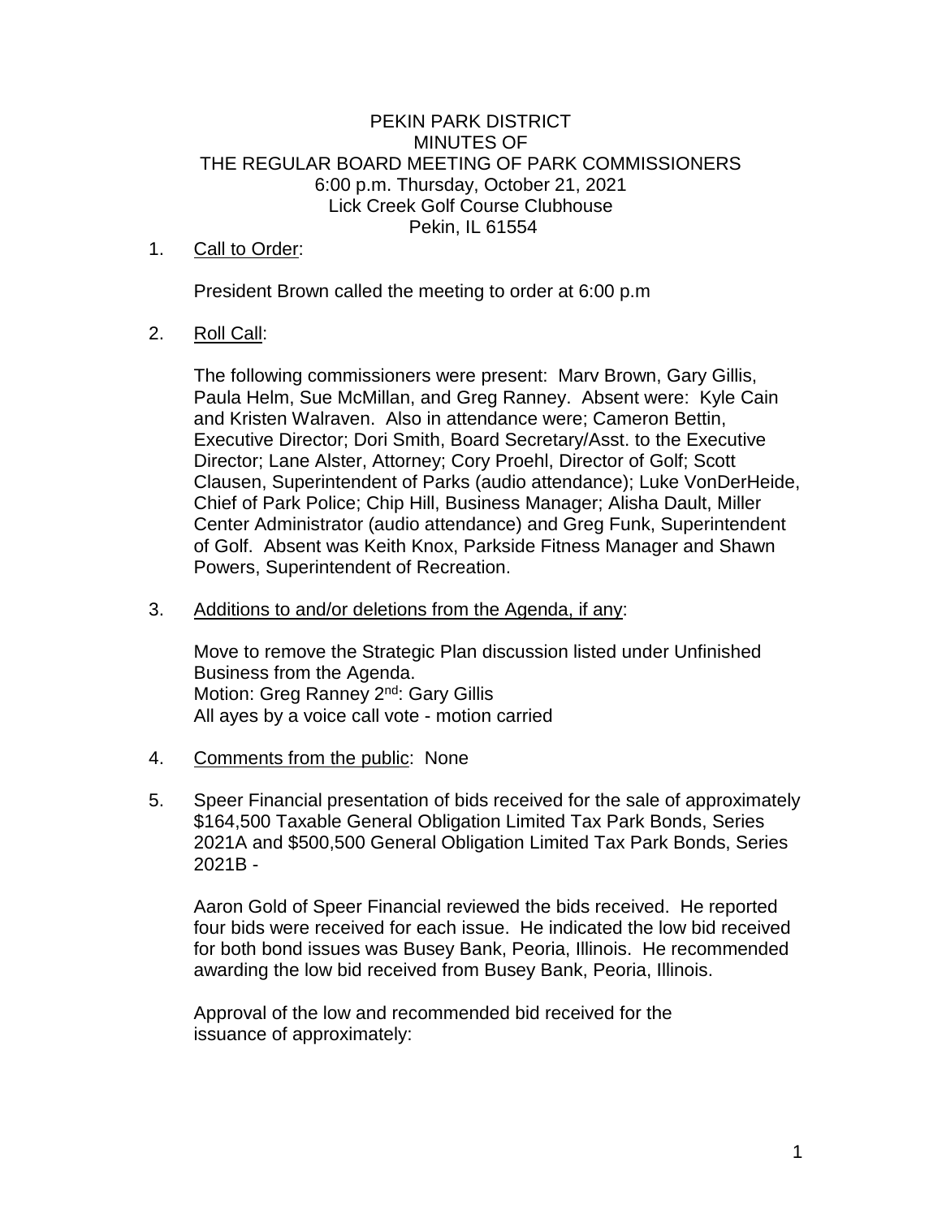# PEKIN PARK DISTRICT
## MINUTES OF
## THE REGULAR BOARD MEETING OF PARK COMMISSIONERS
6:00 p.m. Thursday, October 21, 2021
Lick Creek Golf Course Clubhouse
Pekin, IL 61554

1. Call to Order:

   President Brown called the meeting to order at 6:00 p.m

2. Roll Call:

   The following commissioners were present: Marv Brown, Gary Gillis, Paula Helm, Sue McMillan, and Greg Ranney. Absent were: Kyle Cain and Kristen Walraven. Also in attendance were; Cameron Bettin, Executive Director; Dori Smith, Board Secretary/Asst. to the Executive Director; Lane Alster, Attorney; Cory Proehl, Director of Golf; Scott Clausen, Superintendent of Parks (audio attendance); Luke VonDerHeide, Chief of Park Police; Chip Hill, Business Manager; Alisha Dault, Miller Center Administrator (audio attendance) and Greg Funk, Superintendent of Golf. Absent was Keith Knox, Parkside Fitness Manager and Shawn Powers, Superintendent of Recreation.

3. Additions to and/or deletions from the Agenda, if any:

   Move to remove the Strategic Plan discussion listed under Unfinished Business from the Agenda.
   Motion: Greg Ranney 2nd: Gary Gillis
   All ayes by a voice call vote - motion carried

4. Comments from the public: None

5. Speer Financial presentation of bids received for the sale of approximately $164,500 Taxable General Obligation Limited Tax Park Bonds, Series 2021A and $500,500 General Obligation Limited Tax Park Bonds, Series 2021B -

   Aaron Gold of Speer Financial reviewed the bids received. He reported four bids were received for each issue. He indicated the low bid received for both bond issues was Busey Bank, Peoria, Illinois. He recommended awarding the low bid received from Busey Bank, Peoria, Illinois.

   Approval of the low and recommended bid received for the issuance of approximately: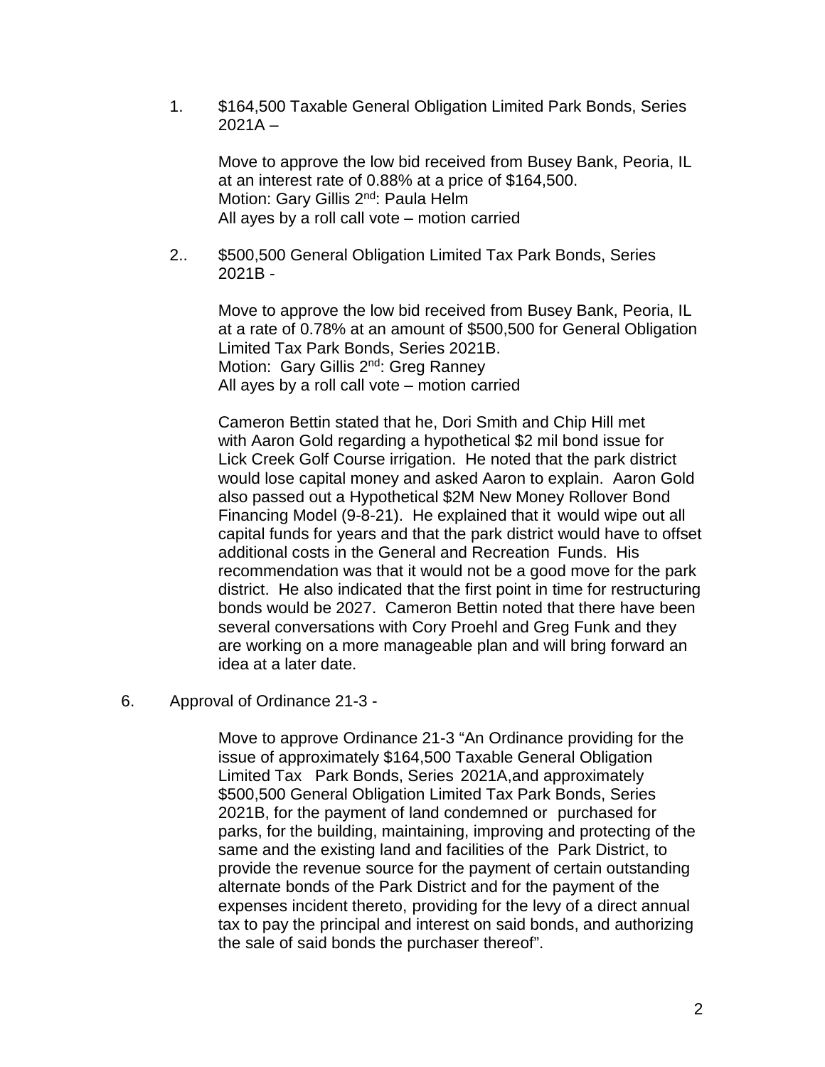1. $164,500 Taxable General Obligation Limited Park Bonds, Series 2021A –

   Move to approve the low bid received from Busey Bank, Peoria, IL at an interest rate of 0.88% at a price of $164,500.
   Motion: Gary Gillis 2nd: Paula Helm
   All ayes by a roll call vote – motion carried

2.. $500,500 General Obligation Limited Tax Park Bonds, Series 2021B -

   Move to approve the low bid received from Busey Bank, Peoria, IL at a rate of 0.78% at an amount of $500,500 for General Obligation Limited Tax Park Bonds, Series 2021B.
   Motion: Gary Gillis 2nd: Greg Ranney
   All ayes by a roll call vote – motion carried

   Cameron Bettin stated that he, Dori Smith and Chip Hill met with Aaron Gold regarding a hypothetical $2 mil bond issue for Lick Creek Golf Course irrigation. He noted that the park district would lose capital money and asked Aaron to explain. Aaron Gold also passed out a Hypothetical $2M New Money Rollover Bond Financing Model (9-8-21). He explained that it would wipe out all capital funds for years and that the park district would have to offset additional costs in the General and Recreation Funds. His recommendation was that it would not be a good move for the park district. He also indicated that the first point in time for restructuring bonds would be 2027. Cameron Bettin noted that there have been several conversations with Cory Proehl and Greg Funk and they are working on a more manageable plan and will bring forward an idea at a later date.

6. Approval of Ordinance 21-3 -

   Move to approve Ordinance 21-3 "An Ordinance providing for the issue of approximately $164,500 Taxable General Obligation Limited Tax Park Bonds, Series 2021A,and approximately $500,500 General Obligation Limited Tax Park Bonds, Series 2021B, for the payment of land condemned or purchased for parks, for the building, maintaining, improving and protecting of the same and the existing land and facilities of the Park District, to provide the revenue source for the payment of certain outstanding alternate bonds of the Park District and for the payment of the expenses incident thereto, providing for the levy of a direct annual tax to pay the principal and interest on said bonds, and authorizing the sale of said bonds the purchaser thereof".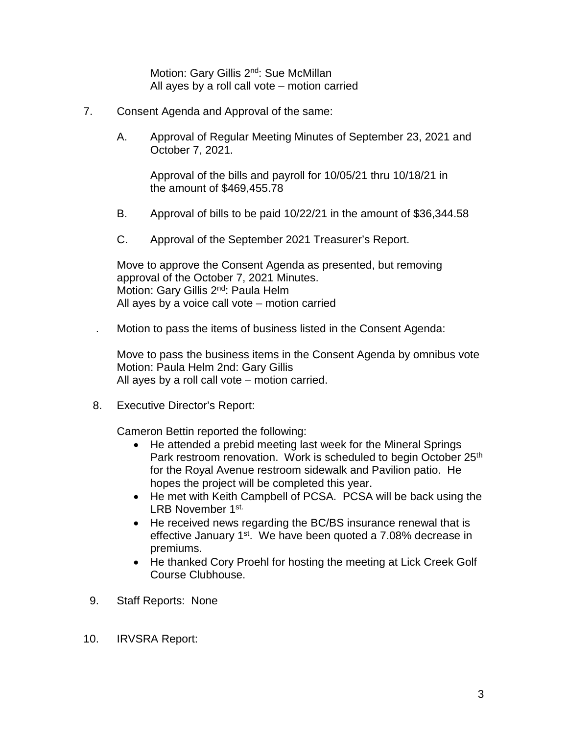Motion: Gary Gillis 2nd: Sue McMillan
All ayes by a roll call vote – motion carried

7. Consent Agenda and Approval of the same:

   A. Approval of Regular Meeting Minutes of September 23, 2021 and October 7, 2021.

      Approval of the bills and payroll for 10/05/21 thru 10/18/21 in the amount of $469,455.78

   B. Approval of bills to be paid 10/22/21 in the amount of $36,344.58

   C. Approval of the September 2021 Treasurer's Report.

   Move to approve the Consent Agenda as presented, but removing approval of the October 7, 2021 Minutes.
   Motion: Gary Gillis 2nd: Paula Helm
   All ayes by a voice call vote – motion carried

   . Motion to pass the items of business listed in the Consent Agenda:

   Move to pass the business items in the Consent Agenda by omnibus vote
   Motion: Paula Helm 2nd: Gary Gillis
   All ayes by a roll call vote – motion carried.

8. Executive Director's Report:

   Cameron Bettin reported the following:

   - He attended a prebid meeting last week for the Mineral Springs Park restroom renovation. Work is scheduled to begin October 25th for the Royal Avenue restroom sidewalk and Pavilion patio. He hopes the project will be completed this year.
   - He met with Keith Campbell of PCSA. PCSA will be back using the LRB November 1st.
   - He received news regarding the BC/BS insurance renewal that is effective January 1st. We have been quoted a 7.08% decrease in premiums.
   - He thanked Cory Proehl for hosting the meeting at Lick Creek Golf Course Clubhouse.

9. Staff Reports: None

10. IRVSRA Report: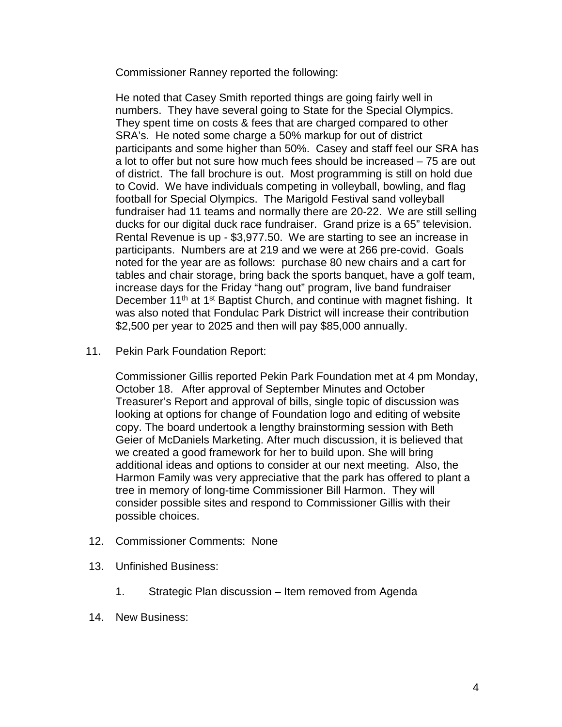Commissioner Ranney reported the following:

He noted that Casey Smith reported things are going fairly well in numbers. They have several going to State for the Special Olympics. They spent time on costs & fees that are charged compared to other SRA's. He noted some charge a 50% markup for out of district participants and some higher than 50%. Casey and staff feel our SRA has a lot to offer but not sure how much fees should be increased – 75 are out of district. The fall brochure is out. Most programming is still on hold due to Covid. We have individuals competing in volleyball, bowling, and flag football for Special Olympics. The Marigold Festival sand volleyball fundraiser had 11 teams and normally there are 20-22. We are still selling ducks for our digital duck race fundraiser. Grand prize is a 65" television. Rental Revenue is up - $3,977.50. We are starting to see an increase in participants. Numbers are at 219 and we were at 266 pre-covid. Goals noted for the year are as follows: purchase 80 new chairs and a cart for tables and chair storage, bring back the sports banquet, have a golf team, increase days for the Friday "hang out" program, live band fundraiser December 11th at 1st Baptist Church, and continue with magnet fishing. It was also noted that Fondulac Park District will increase their contribution $2,500 per year to 2025 and then will pay $85,000 annually.

11. Pekin Park Foundation Report:

    Commissioner Gillis reported Pekin Park Foundation met at 4 pm Monday, October 18. After approval of September Minutes and October Treasurer's Report and approval of bills, single topic of discussion was looking at options for change of Foundation logo and editing of website copy. The board undertook a lengthy brainstorming session with Beth Geier of McDaniels Marketing. After much discussion, it is believed that we created a good framework for her to build upon. She will bring additional ideas and options to consider at our next meeting. Also, the Harmon Family was very appreciative that the park has offered to plant a tree in memory of long-time Commissioner Bill Harmon. They will consider possible sites and respond to Commissioner Gillis with their possible choices.

12. Commissioner Comments: None

13. Unfinished Business:

    1. Strategic Plan discussion – Item removed from Agenda

14. New Business: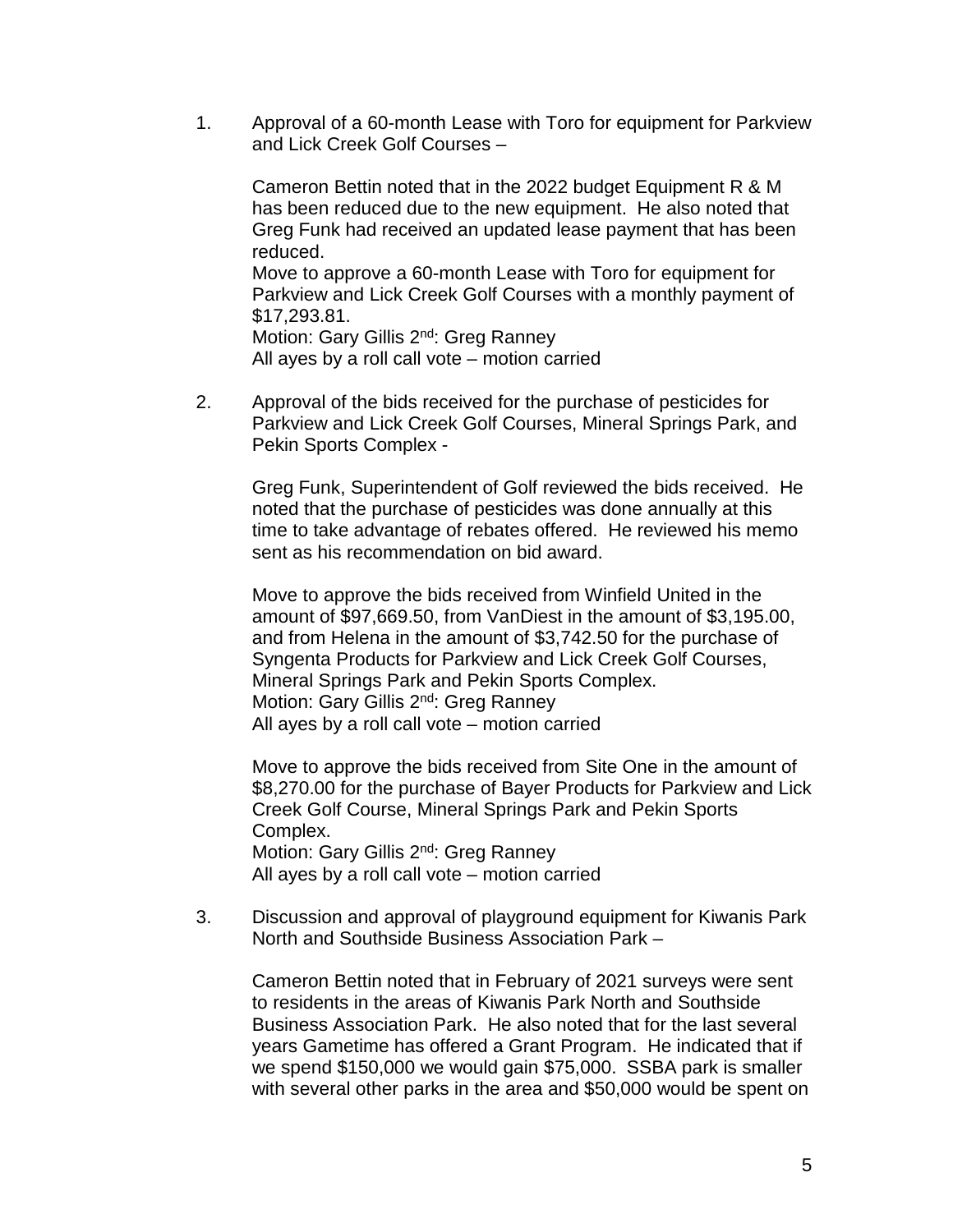1. Approval of a 60-month Lease with Toro for equipment for Parkview and Lick Creek Golf Courses –

   Cameron Bettin noted that in the 2022 budget Equipment R & M has been reduced due to the new equipment. He also noted that Greg Funk had received an updated lease payment that has been reduced.
   Move to approve a 60-month Lease with Toro for equipment for Parkview and Lick Creek Golf Courses with a monthly payment of $17,293.81.
   Motion: Gary Gillis 2nd: Greg Ranney
   All ayes by a roll call vote – motion carried

2. Approval of the bids received for the purchase of pesticides for Parkview and Lick Creek Golf Courses, Mineral Springs Park, and Pekin Sports Complex -

   Greg Funk, Superintendent of Golf reviewed the bids received. He noted that the purchase of pesticides was done annually at this time to take advantage of rebates offered. He reviewed his memo sent as his recommendation on bid award.

   Move to approve the bids received from Winfield United in the amount of $97,669.50, from VanDiest in the amount of $3,195.00, and from Helena in the amount of $3,742.50 for the purchase of Syngenta Products for Parkview and Lick Creek Golf Courses, Mineral Springs Park and Pekin Sports Complex.
   Motion: Gary Gillis 2nd: Greg Ranney
   All ayes by a roll call vote – motion carried

   Move to approve the bids received from Site One in the amount of $8,270.00 for the purchase of Bayer Products for Parkview and Lick Creek Golf Course, Mineral Springs Park and Pekin Sports Complex.
   Motion: Gary Gillis 2nd: Greg Ranney
   All ayes by a roll call vote – motion carried

3. Discussion and approval of playground equipment for Kiwanis Park North and Southside Business Association Park –

   Cameron Bettin noted that in February of 2021 surveys were sent to residents in the areas of Kiwanis Park North and Southside Business Association Park. He also noted that for the last several years Gametime has offered a Grant Program. He indicated that if we spend $150,000 we would gain $75,000. SSBA park is smaller with several other parks in the area and $50,000 would be spent on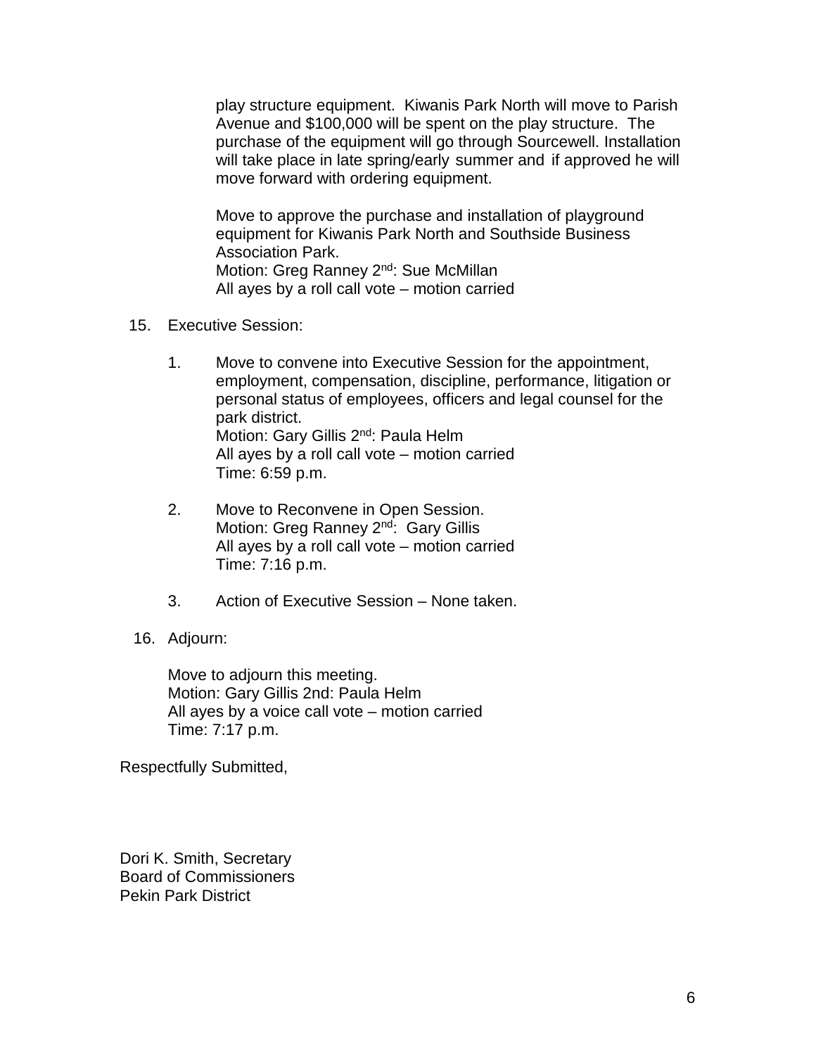play structure equipment. Kiwanis Park North will move to Parish Avenue and $100,000 will be spent on the play structure. The purchase of the equipment will go through Sourcewell. Installation will take place in late spring/early summer and if approved he will move forward with ordering equipment.

Move to approve the purchase and installation of playground equipment for Kiwanis Park North and Southside Business Association Park.
Motion: Greg Ranney 2nd: Sue McMillan
All ayes by a roll call vote – motion carried

15. Executive Session:

    1. Move to convene into Executive Session for the appointment, employment, compensation, discipline, performance, litigation or personal status of employees, officers and legal counsel for the park district.
       Motion: Gary Gillis 2nd: Paula Helm
       All ayes by a roll call vote – motion carried
       Time: 6:59 p.m.

    2. Move to Reconvene in Open Session.
       Motion: Greg Ranney 2nd: Gary Gillis
       All ayes by a roll call vote – motion carried
       Time: 7:16 p.m.

    3. Action of Executive Session – None taken.

16. Adjourn:

    Move to adjourn this meeting.
    Motion: Gary Gillis 2nd: Paula Helm
    All ayes by a voice call vote – motion carried
    Time: 7:17 p.m.

Respectfully Submitted,

Dori K. Smith, Secretary
Board of Commissioners
Pekin Park District